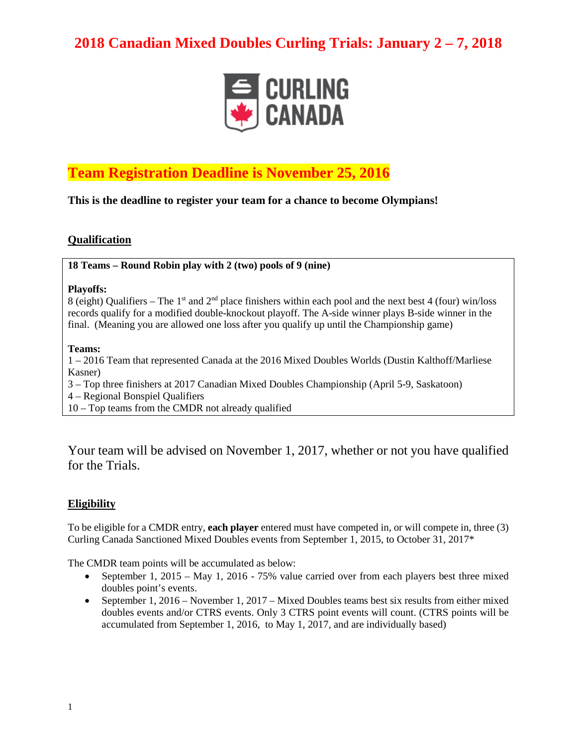# 2018 Canadian Mixed Doubles Curling Trials: January 2 – 7, 2018

CURLING CANADA

## Team Registration Deadline is November 25, 2016

**This is the deadline to register your team for a chance to become Olympians!**

### Qualification

**18 Teams – Round Robin play with 2 (two) pools of 9 (nine)**

**Playoffs:**
8 (eight) Qualifiers – The 1st and 2nd place finishers within each pool and the next best 4 (four) win/loss records qualify for a modified double-knockout playoff. The A-side winner plays B-side winner in the final. (Meaning you are allowed one loss after you qualify up until the Championship game)

**Teams:**
1 – 2016 Team that represented Canada at the 2016 Mixed Doubles Worlds (Dustin Kalthoff/Marliese Kasner)
3 – Top three finishers at 2017 Canadian Mixed Doubles Championship (April 5-9, Saskatoon)
4 – Regional Bonspiel Qualifiers
10 – Top teams from the CMDR not already qualified

Your team will be advised on November 1, 2017, whether or not you have qualified for the Trials.

### Eligibility

To be eligible for a CMDR entry, **each player** entered must have competed in, or will compete in, three (3) Curling Canada Sanctioned Mixed Doubles events from September 1, 2015, to October 31, 2017*

The CMDR team points will be accumulated as below:

- September 1, 2015 – May 1, 2016 - 75% value carried over from each players best three mixed doubles point's events.
- September 1, 2016 – November 1, 2017 – Mixed Doubles teams best six results from either mixed doubles events and/or CTRS events. Only 3 CTRS point events will count. (CTRS points will be accumulated from September 1, 2016, to May 1, 2017, and are individually based)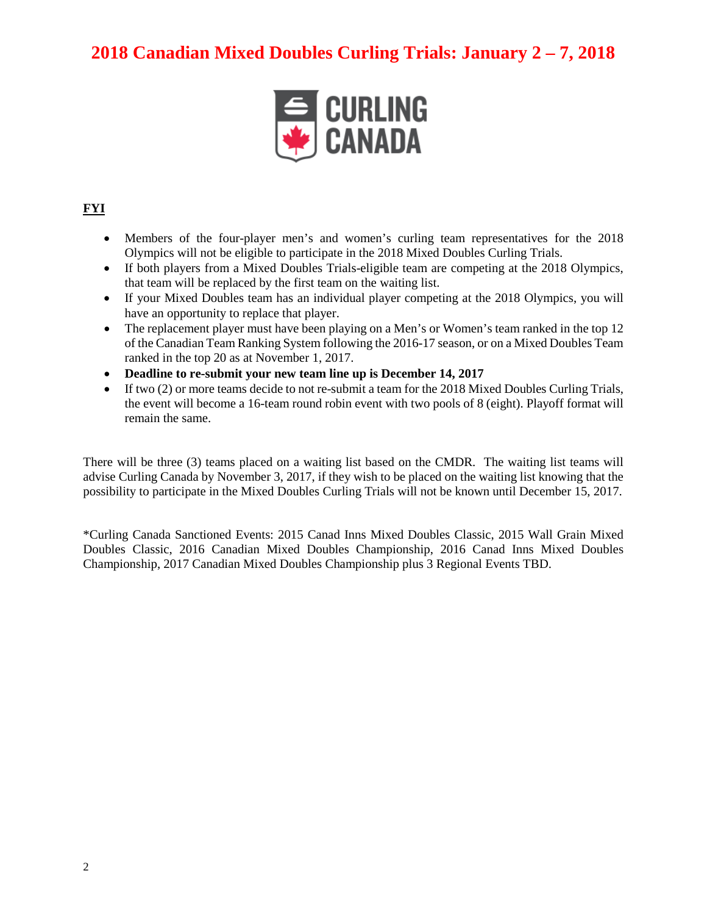# 2018 Canadian Mixed Doubles Curling Trials: January 2 – 7, 2018

**FYI**

- Members of the four-player men's and women's curling team representatives for the 2018 Olympics will not be eligible to participate in the 2018 Mixed Doubles Curling Trials.
- If both players from a Mixed Doubles Trials-eligible team are competing at the 2018 Olympics, that team will be replaced by the first team on the waiting list.
- If your Mixed Doubles team has an individual player competing at the 2018 Olympics, you will have an opportunity to replace that player.
- The replacement player must have been playing on a Men's or Women's team ranked in the top 12 of the Canadian Team Ranking System following the 2016-17 season, or on a Mixed Doubles Team ranked in the top 20 as at November 1, 2017.
- **Deadline to re-submit your new team line up is December 14, 2017**
- If two (2) or more teams decide to not re-submit a team for the 2018 Mixed Doubles Curling Trials, the event will become a 16-team round robin event with two pools of 8 (eight). Playoff format will remain the same.

There will be three (3) teams placed on a waiting list based on the CMDR. The waiting list teams will advise Curling Canada by November 3, 2017, if they wish to be placed on the waiting list knowing that the possibility to participate in the Mixed Doubles Curling Trials will not be known until December 15, 2017.

*Curling Canada Sanctioned Events: 2015 Canad Inns Mixed Doubles Classic, 2015 Wall Grain Mixed Doubles Classic, 2016 Canadian Mixed Doubles Championship, 2016 Canad Inns Mixed Doubles Championship, 2017 Canadian Mixed Doubles Championship plus 3 Regional Events TBD.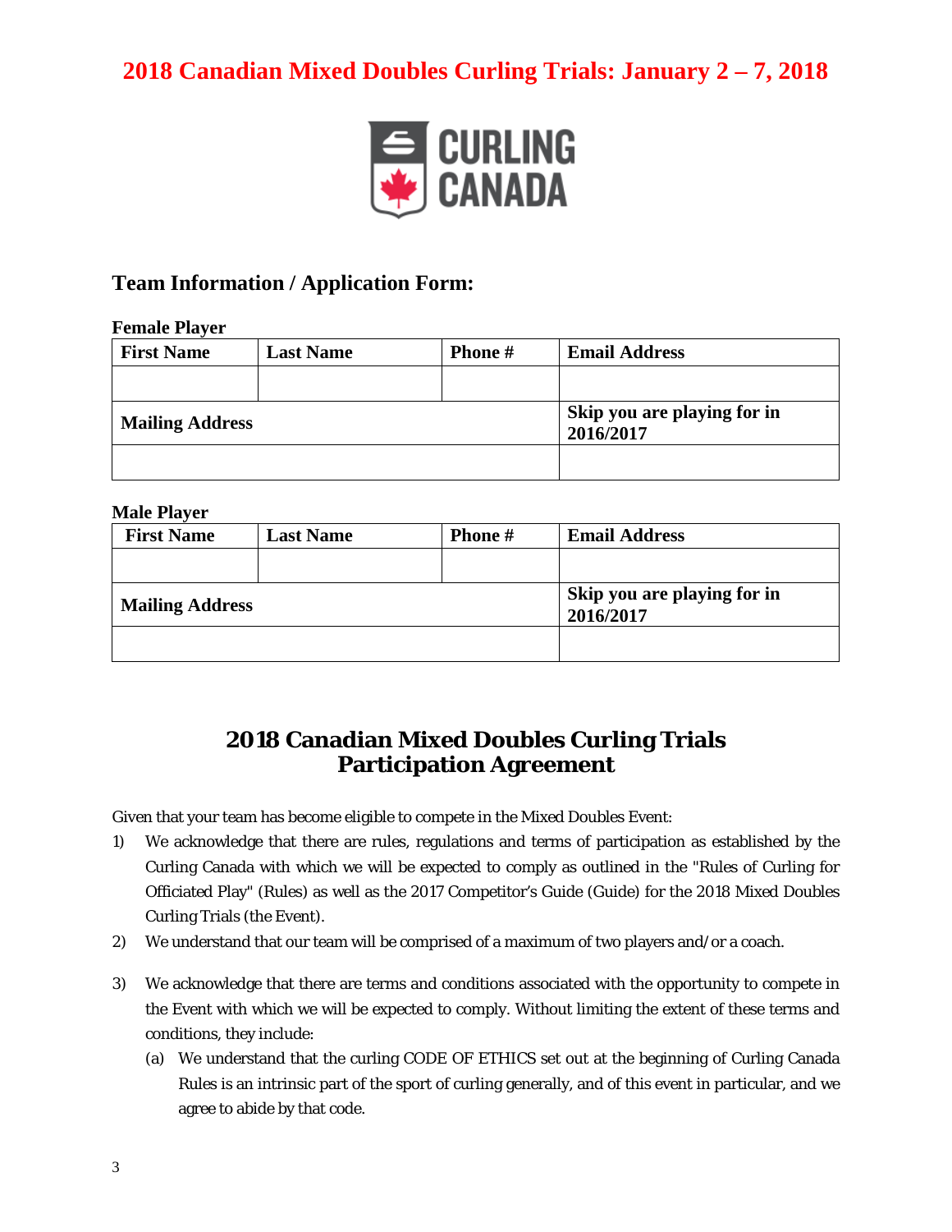# 2018 Canadian Mixed Doubles Curling Trials: January 2 – 7, 2018

## Team Information / Application Form:

**Female Player**

| First Name | Last Name | Phone # | Email Address |
|---|---|---|---|
| | | | |
| **Mailing Address** | | | **Skip you are playing for in 2016/2017** |
| | | | |

**Male Player**

| First Name | Last Name | Phone # | Email Address |
|---|---|---|---|
| | | | |
| **Mailing Address** | | | **Skip you are playing for in 2016/2017** |
| | | | |

## 2018 Canadian Mixed Doubles Curling Trials Participation Agreement

Given that your team has become eligible to compete in the Mixed Doubles Event:

1) We acknowledge that there are rules, regulations and terms of participation as established by the Curling Canada with which we will be expected to comply as outlined in the "Rules of Curling for Officiated Play" (Rules) as well as the 2017 Competitor's Guide (Guide) for the 2018 Mixed Doubles Curling Trials (the Event).
2) We understand that our team will be comprised of a maximum of two players and/or a coach.
3) We acknowledge that there are terms and conditions associated with the opportunity to compete in the Event with which we will be expected to comply. Without limiting the extent of these terms and conditions, they include:
   (a) We understand that the curling CODE OF ETHICS set out at the beginning of Curling Canada Rules is an intrinsic part of the sport of curling generally, and of this event in particular, and we agree to abide by that code.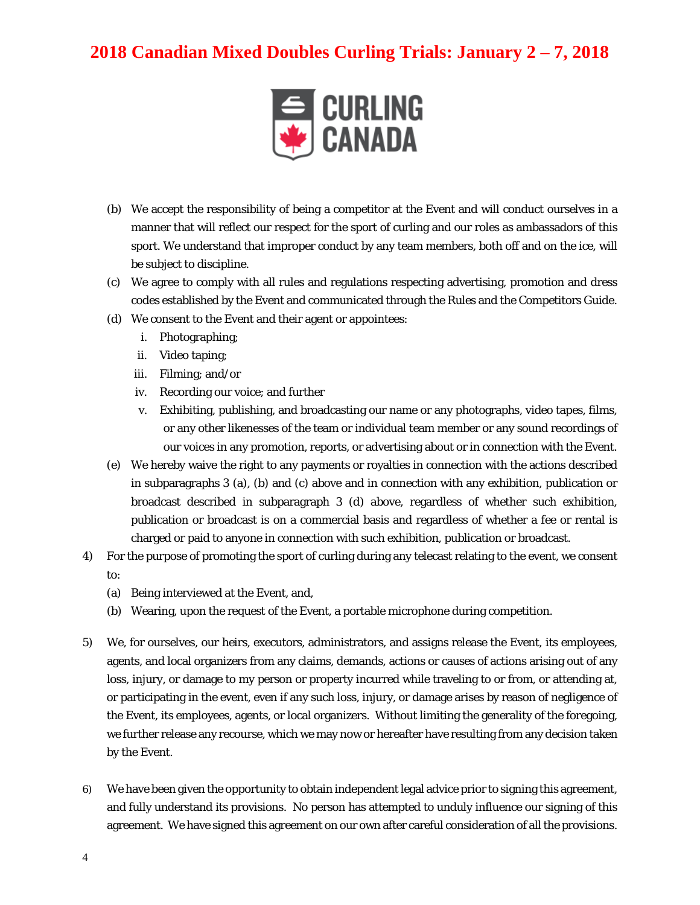(b) We accept the responsibility of being a competitor at the Event and will conduct ourselves in a manner that will reflect our respect for the sport of curling and our roles as ambassadors of this sport. We understand that improper conduct by any team members, both off and on the ice, will be subject to discipline.

(c) We agree to comply with all rules and regulations respecting advertising, promotion and dress codes established by the Event and communicated through the Rules and the Competitors Guide.

(d) We consent to the Event and their agent or appointees:

  i. Photographing;
  ii. Video taping;
  iii. Filming; and/or
  iv. Recording our voice; and further
  v. Exhibiting, publishing, and broadcasting our name or any photographs, video tapes, films, or any other likenesses of the team or individual team member or any sound recordings of our voices in any promotion, reports, or advertising about or in connection with the Event.

(e) We hereby waive the right to any payments or royalties in connection with the actions described in subparagraphs 3 (a), (b) and (c) above and in connection with any exhibition, publication or broadcast described in subparagraph 3 (d) above, regardless of whether such exhibition, publication or broadcast is on a commercial basis and regardless of whether a fee or rental is charged or paid to anyone in connection with such exhibition, publication or broadcast.

4) For the purpose of promoting the sport of curling during any telecast relating to the event, we consent to:

   (a) Being interviewed at the Event, and,

   (b) Wearing, upon the request of the Event, a portable microphone during competition.

5) We, for ourselves, our heirs, executors, administrators, and assigns release the Event, its employees, agents, and local organizers from any claims, demands, actions or causes of actions arising out of any loss, injury, or damage to my person or property incurred while traveling to or from, or attending at, or participating in the event, even if any such loss, injury, or damage arises by reason of negligence of the Event, its employees, agents, or local organizers. Without limiting the generality of the foregoing, we further release any recourse, which we may now or hereafter have resulting from any decision taken by the Event.

6) We have been given the opportunity to obtain independent legal advice prior to signing this agreement, and fully understand its provisions. No person has attempted to unduly influence our signing of this agreement. We have signed this agreement on our own after careful consideration of all the provisions.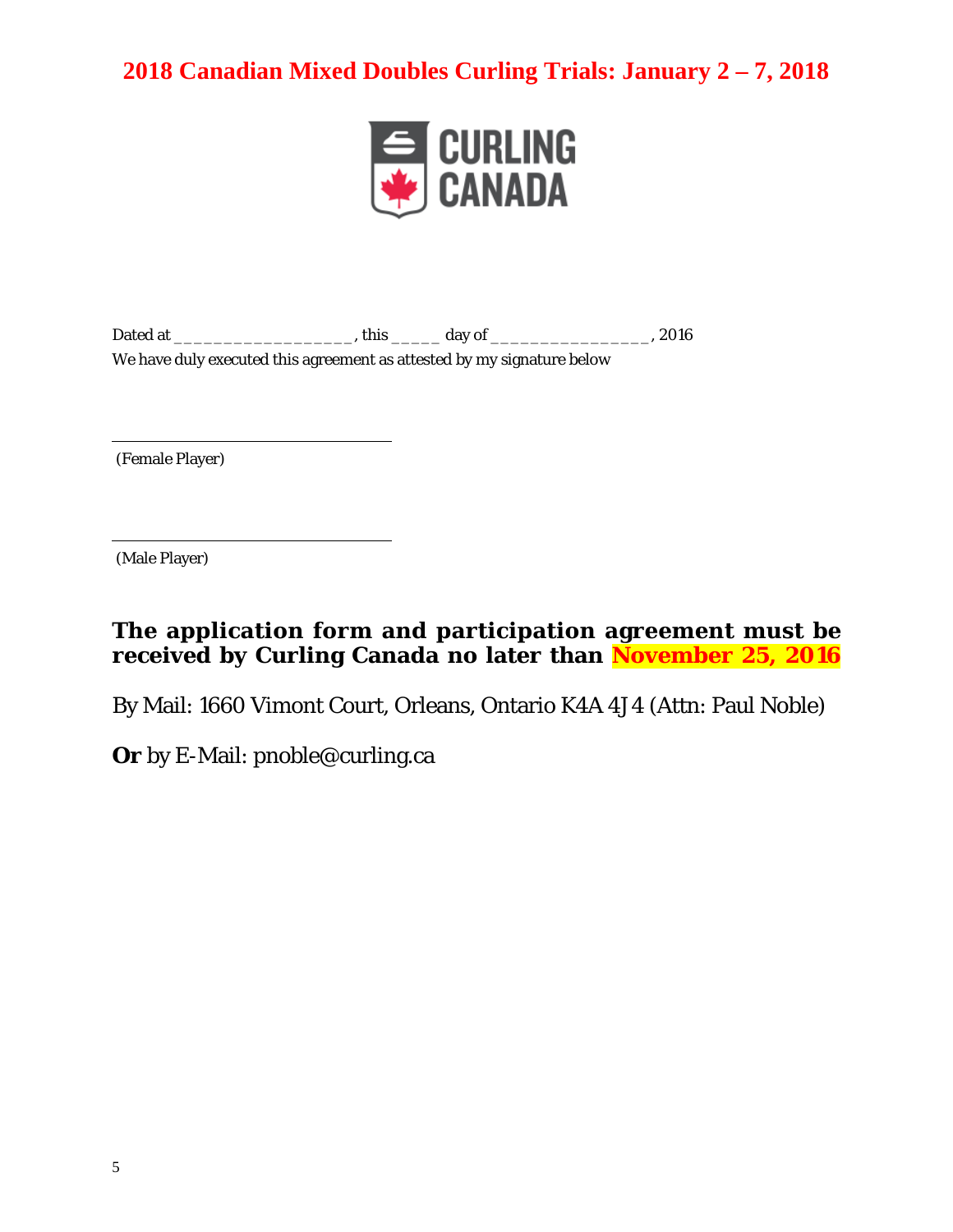# 2018 Canadian Mixed Doubles Curling Trials: January 2 – 7, 2018

CURLING CANADA

Dated at ___________________, this _____ day of ________________, 2016

We have duly executed this agreement as attested by my signature below

_______________________________

(Female Player)

_______________________________

(Male Player)

**The application form and participation agreement must be received by Curling Canada no later than November 25, 2016**

By Mail: 1660 Vimont Court, Orleans, Ontario K4A 4J4 (Attn: Paul Noble)

**Or** by E-Mail: pnoble@curling.ca